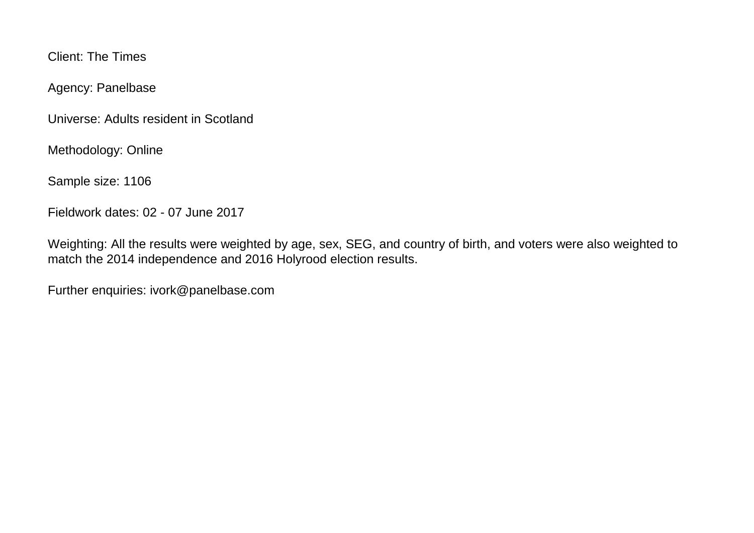Client: The Times

Agency: Panelbase

Universe: Adults resident in Scotland

Methodology: Online

Sample size: 1106

Fieldwork dates: 02 - 07 June 2017

Weighting: All the results were weighted by age, sex, SEG, and country of birth, and voters were also weighted to match the 2014 independence and 2016 Holyrood election results.

Further enquiries: ivork@panelbase.com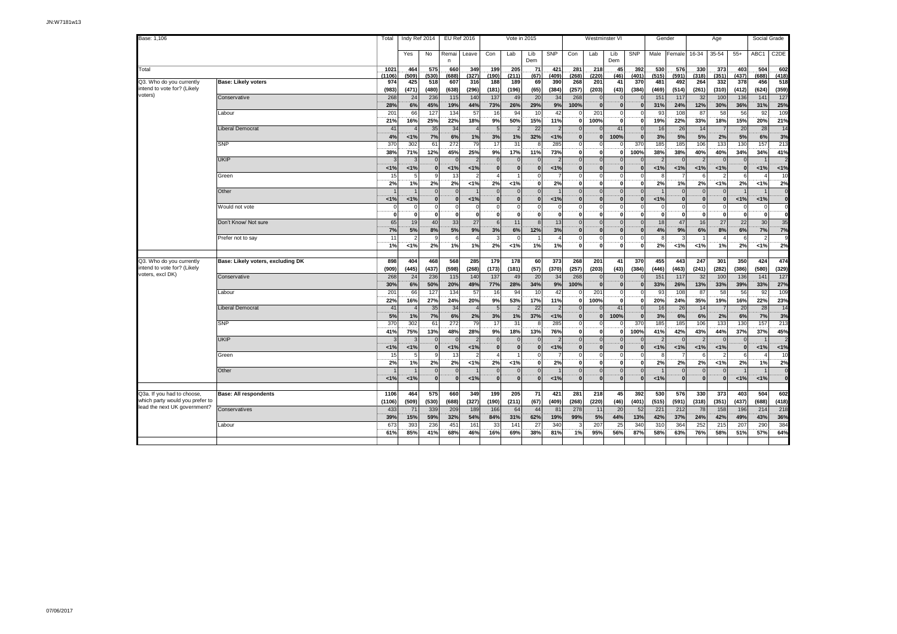JN:W7181w13

Base: 1,106

| | | Total | Indy Ref 2014 | | EU Ref 2016 | | Vote in 2015 | | | | Westminster VI | | | | Gender | | Age | | | Social Grade | |
|---|---|---|---|---|---|---|---|---|---|---|---|---|---|---|---|---|---|---|---|---|---|
| | | | Yes | No | Remain | Leave | Con | Lab | Lib Dem | SNP | Con | Lab | Lib Dem | SNP | Male | Female | 16-34 | 35-54 | 55+ | ABC1 | C2DE |
| Total | | 1021 | 464 | 575 | 660 | 349 | 199 | 205 | 71 | 421 | 281 | 218 | 45 | 392 | 530 | 576 | 330 | 373 | 403 | 504 | 602 |
| | | (1106) | (509) | (530) | (688) | (327) | (190) | (211) | (67) | (409) | (268) | (220) | (46) | (401) | (515) | (591) | (318) | (351) | (437) | (688) | (418) |
| Q3. Who do you currently intend to vote for? (Likely voters) | **Base: Likely voters** | 974 | 425 | 518 | 607 | 316 | 188 | 189 | 69 | 390 | 268 | 201 | 41 | 370 | 481 | 492 | 264 | 332 | 378 | 456 | 518 |
| | | (983) | (471) | (480) | (638) | (296) | (181) | (196) | (65) | (384) | (257) | (203) | (43) | (384) | (469) | (514) | (261) | (310) | (412) | (624) | (359) |
| | Conservative | 268 | 24 | 236 | 115 | 140 | 137 | 49 | 20 | 34 | 268 | 0 | 0 | 0 | 151 | 117 | 32 | 100 | 136 | 141 | 127 |
| | | 28% | 6% | 45% | 19% | 44% | 73% | 26% | 29% | 9% | 100% | 0 | 0 | 0 | 31% | 24% | 12% | 30% | 36% | 31% | 25% |
| | Labour | 201 | 66 | 127 | 134 | 57 | 16 | 94 | 10 | 42 | 0 | 201 | 0 | 0 | 93 | 108 | 87 | 58 | 56 | 92 | 109 |
| | | 21% | 16% | 25% | 22% | 18% | 9% | 50% | 15% | 11% | 0 | 100% | 0 | 0 | 19% | 22% | 33% | 18% | 15% | 20% | 21% |
| | Liberal Democrat | 41 | 4 | 35 | 34 | 4 | 5 | 2 | 22 | 2 | 0 | 0 | 41 | 0 | 16 | 26 | 14 | 7 | 20 | 28 | 14 |
| | | 4% | <1% | 7% | 6% | 1% | 3% | 1% | 32% | <1% | 0 | 0 | 100% | 0 | 3% | 5% | 5% | 2% | 5% | 6% | 3% |
| | SNP | 370 | 302 | 61 | 272 | 79 | 17 | 31 | 8 | 285 | 0 | 0 | 0 | 370 | 185 | 185 | 106 | 133 | 130 | 157 | 213 |
| | | 38% | 71% | 12% | 45% | 25% | 9% | 17% | 11% | 73% | 0 | 0 | 0 | 100% | 38% | 38% | 40% | 40% | 34% | 34% | 41% |
| | UKIP | 3 | 3 | 0 | 0 | 2 | 0 | 0 | 0 | 2 | 0 | 0 | 0 | 0 | 2 | 0 | 2 | 0 | 0 | 1 | 2 |
| | | <1% | <1% | 0 | <1% | <1% | 0 | 0 | 0 | <1% | 0 | 0 | 0 | 0 | <1% | <1% | <1% | <1% | 0 | <1% | <1% |
| | Green | 15 | 5 | 9 | 13 | 2 | 4 | 1 | 0 | 7 | 0 | 0 | 0 | 0 | 8 | 7 | 6 | 2 | 6 | 4 | 10 |
| | | 2% | 1% | 2% | 2% | <1% | 2% | <1% | 0 | 2% | 0 | 0 | 0 | 0 | 2% | 1% | 2% | <1% | 2% | <1% | 2% |
| | Other | 1 | 1 | 0 | 0 | 1 | 0 | 0 | 0 | 1 | 0 | 0 | 0 | 0 | 1 | 0 | 0 | 0 | 1 | 1 | 0 |
| | | <1% | <1% | 0 | 0 | <1% | 0 | 0 | 0 | <1% | 0 | 0 | 0 | 0 | <1% | 0 | 0 | 0 | <1% | <1% | 0 |
| | Would not vote | 0 | 0 | 0 | 0 | 0 | 0 | 0 | 0 | 0 | 0 | 0 | 0 | 0 | 0 | 0 | 0 | 0 | 0 | 0 | 0 |
| | | 0 | 0 | 0 | 0 | 0 | 0 | 0 | 0 | 0 | 0 | 0 | 0 | 0 | 0 | 0 | 0 | 0 | 0 | 0 | 0 |
| | Don't Know/ Not sure | 65 | 19 | 40 | 33 | 27 | 6 | 11 | 8 | 13 | 0 | 0 | 0 | 0 | 18 | 47 | 16 | 27 | 22 | 30 | 35 |
| | | 7% | 5% | 8% | 5% | 9% | 3% | 6% | 12% | 3% | 0 | 0 | 0 | 0 | 4% | 9% | 6% | 8% | 6% | 7% | 7% |
| | Prefer not to say | 11 | 2 | 9 | 6 | 4 | 3 | 0 | 1 | 4 | 0 | 0 | 0 | 0 | 8 | 3 | 1 | 4 | 6 | 2 | 9 |
| | | 1% | <1% | 2% | 1% | 1% | 2% | <1% | 1% | 1% | 0 | 0 | 0 | 0 | 2% | <1% | <1% | 1% | 2% | <1% | 2% |
| Q3. Who do you currently intend to vote for? (Likely voters, excl DK) | **Base: Likely voters, excluding DK** | 898 | 404 | 468 | 568 | 285 | 179 | 178 | 60 | 373 | 268 | 201 | 41 | 370 | 455 | 443 | 247 | 301 | 350 | 424 | 474 |
| | | (909) | (445) | (437) | (598) | (268) | (173) | (181) | (57) | (370) | (257) | (203) | (43) | (384) | (446) | (463) | (241) | (282) | (386) | (580) | (329) |
| | Conservative | 268 | 24 | 236 | 115 | 140 | 137 | 49 | 20 | 34 | 268 | 0 | 0 | 0 | 151 | 117 | 32 | 100 | 136 | 141 | 127 |
| | | 30% | 6% | 50% | 20% | 49% | 77% | 28% | 34% | 9% | 100% | 0 | 0 | 0 | 33% | 26% | 13% | 33% | 39% | 33% | 27% |
| | Labour | 201 | 66 | 127 | 134 | 57 | 16 | 94 | 10 | 42 | 0 | 201 | 0 | 0 | 93 | 108 | 87 | 58 | 56 | 92 | 109 |
| | | 22% | 16% | 27% | 24% | 20% | 9% | 53% | 17% | 11% | 0 | 100% | 0 | 0 | 20% | 24% | 35% | 19% | 16% | 22% | 23% |
| | Liberal Democrat | 41 | 4 | 35 | 34 | 4 | 5 | 2 | 22 | 2 | 0 | 0 | 41 | 0 | 16 | 26 | 14 | 7 | 20 | 28 | 14 |
| | | 5% | 1% | 7% | 6% | 2% | 3% | 1% | 37% | <1% | 0 | 0 | 100% | 0 | 3% | 6% | 6% | 2% | 6% | 7% | 3% |
| | SNP | 370 | 302 | 61 | 272 | 79 | 17 | 31 | 8 | 285 | 0 | 0 | 0 | 370 | 185 | 185 | 106 | 133 | 130 | 157 | 213 |
| | | 41% | 75% | 13% | 48% | 28% | 9% | 18% | 13% | 76% | 0 | 0 | 0 | 100% | 41% | 42% | 43% | 44% | 37% | 37% | 45% |
| | UKIP | 3 | 3 | 0 | 0 | 2 | 0 | 0 | 0 | 2 | 0 | 0 | 0 | 0 | 2 | 0 | 2 | 0 | 0 | 1 | 2 |
| | | <1% | <1% | 0 | <1% | <1% | 0 | 0 | 0 | <1% | 0 | 0 | 0 | 0 | <1% | <1% | <1% | <1% | 0 | <1% | <1% |
| | Green | 15 | 5 | 9 | 13 | 2 | 4 | 1 | 0 | 7 | 0 | 0 | 0 | 0 | 8 | 7 | 6 | 2 | 6 | 4 | 10 |
| | | 2% | 1% | 2% | 2% | <1% | 2% | <1% | 0 | 2% | 0 | 0 | 0 | 0 | 2% | 2% | 2% | <1% | 2% | 1% | 2% |
| | Other | 1 | 1 | 0 | 0 | 1 | 0 | 0 | 0 | 1 | 0 | 0 | 0 | 0 | 1 | 0 | 0 | 0 | 1 | 1 | 0 |
| | | <1% | <1% | 0 | 0 | <1% | 0 | 0 | 0 | <1% | 0 | 0 | 0 | 0 | <1% | 0 | 0 | 0 | <1% | <1% | 0 |
| Q3a. If you had to choose, which party would you prefer to lead the next UK government? | **Base: All respondents** | 1106 | 464 | 575 | 660 | 349 | 199 | 205 | 71 | 421 | 281 | 218 | 45 | 392 | 530 | 576 | 330 | 373 | 403 | 504 | 602 |
| | | (1106) | (509) | (530) | (688) | (327) | (190) | (211) | (67) | (409) | (268) | (220) | (46) | (401) | (515) | (591) | (318) | (351) | (437) | (688) | (418) |
| | Conservatives | 433 | 71 | 339 | 209 | 189 | 166 | 64 | 44 | 81 | 278 | 11 | 20 | 52 | 221 | 212 | 78 | 158 | 196 | 214 | 218 |
| | | 39% | 15% | 59% | 32% | 54% | 84% | 31% | 62% | 19% | 99% | 5% | 44% | 13% | 42% | 37% | 24% | 42% | 49% | 43% | 36% |
| | Labour | 673 | 393 | 236 | 451 | 161 | 33 | 141 | 27 | 340 | 3 | 207 | 25 | 340 | 310 | 364 | 252 | 215 | 207 | 290 | 384 |
| | | 61% | 85% | 41% | 68% | 46% | 16% | 69% | 38% | 81% | 1% | 95% | 56% | 87% | 58% | 63% | 76% | 58% | 51% | 57% | 64% |

07/06/2017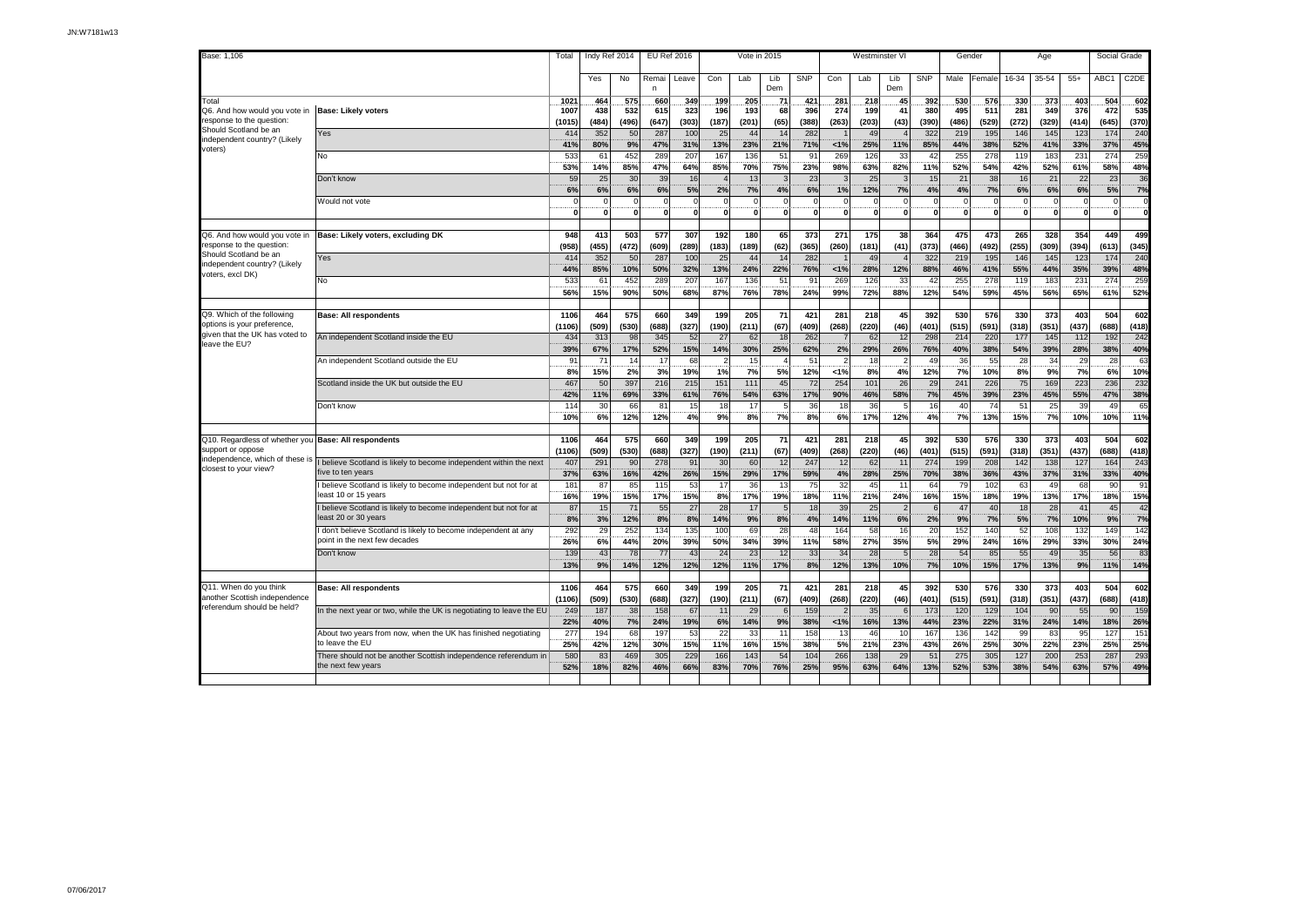JN:W7181w13

| Base: 1,106 | | Total | Indy Ref 2014 | | EU Ref 2016 | | Vote in 2015 | | | | Westminster VI | | | | Gender | | Age | | | Social Grade | |
|---|---|---|---|---|---|---|---|---|---|---|---|---|---|---|---|---|---|---|---|---|---|
| | | | Yes | No | Remain | Leave | Con | Lab | Lib Dem | SNP | Con | Lab | Lib Dem | SNP | Male | Female | 16-34 | 35-54 | 55+ | ABC1 | C2DE |
| Total | | 1021 | 464 | 575 | 660 | 349 | 199 | 205 | 71 | 421 | 281 | 218 | 45 | 392 | 530 | 576 | 330 | 373 | 403 | 504 | 602 |
| Q6. And how would you vote in response to the question: Should Scotland be an independent country? (Likely voters) | Base: Likely voters | 1007 | 438 | 532 | 615 | 323 | 196 | 193 | 68 | 396 | 274 | 199 | 41 | 380 | 495 | 511 | 281 | 349 | 376 | 472 | 535 |
| | | (1015) | (484) | (496) | (647) | (303) | (187) | (201) | (65) | (388) | (263) | (203) | (43) | (390) | (486) | (529) | (272) | (329) | (414) | (645) | (370) |
| | Yes | 414 | 352 | 50 | 287 | 100 | 25 | 44 | 14 | 282 | 1 | 49 | 4 | 322 | 219 | 195 | 146 | 145 | 123 | 174 | 240 |
| | | 41% | 80% | 9% | 47% | 31% | 13% | 23% | 21% | 71% | <1% | 25% | 11% | 85% | 44% | 38% | 52% | 41% | 33% | 37% | 45% |
| | No | 533 | 61 | 452 | 289 | 207 | 167 | 136 | 51 | 91 | 269 | 126 | 33 | 42 | 255 | 278 | 119 | 183 | 231 | 274 | 259 |
| | | 53% | 14% | 85% | 47% | 64% | 85% | 70% | 75% | 23% | 98% | 63% | 82% | 11% | 52% | 54% | 42% | 52% | 61% | 58% | 48% |
| | Don't know | 59 | 25 | 30 | 39 | 16 | 4 | 13 | 3 | 23 | 3 | 25 | 3 | 15 | 21 | 38 | 16 | 21 | 22 | 23 | 36 |
| | | 6% | 6% | 6% | 6% | 5% | 2% | 7% | 4% | 6% | 1% | 12% | 7% | 4% | 4% | 7% | 6% | 6% | 6% | 5% | 7% |
| | Would not vote | 0 | 0 | 0 | 0 | 0 | 0 | 0 | 0 | 0 | 0 | 0 | 0 | 0 | 0 | 0 | 0 | 0 | 0 | 0 | 0 |
| | | 0 | 0 | 0 | 0 | 0 | 0 | 0 | 0 | 0 | 0 | 0 | 0 | 0 | 0 | 0 | 0 | 0 | 0 | 0 | 0 |
| Q6. And how would you vote in response to the question: Should Scotland be an independent country? (Likely voters, excl DK) | Base: Likely voters, excluding DK | 948 | 413 | 503 | 577 | 307 | 192 | 180 | 65 | 373 | 271 | 175 | 38 | 364 | 475 | 473 | 265 | 328 | 354 | 449 | 499 |
| | | (958) | (455) | (472) | (609) | (289) | (183) | (189) | (62) | (365) | (260) | (181) | (41) | (373) | (466) | (492) | (255) | (309) | (394) | (613) | (345) |
| | Yes | 414 | 352 | 50 | 287 | 100 | 25 | 44 | 14 | 282 | 1 | 49 | 4 | 322 | 219 | 195 | 146 | 145 | 123 | 174 | 240 |
| | | 44% | 85% | 10% | 50% | 32% | 13% | 24% | 22% | 76% | <1% | 28% | 12% | 88% | 46% | 41% | 55% | 44% | 35% | 39% | 48% |
| | No | 533 | 61 | 452 | 289 | 207 | 167 | 136 | 51 | 91 | 269 | 126 | 33 | 42 | 255 | 278 | 119 | 183 | 231 | 274 | 259 |
| | | 56% | 15% | 90% | 50% | 68% | 87% | 76% | 78% | 24% | 99% | 72% | 88% | 12% | 54% | 59% | 45% | 56% | 65% | 61% | 52% |
| Q9. Which of the following options is your preference, given that the UK has voted to leave the EU? | Base: All respondents | 1106 | 464 | 575 | 660 | 349 | 199 | 205 | 71 | 421 | 281 | 218 | 45 | 392 | 530 | 576 | 330 | 373 | 403 | 504 | 602 |
| | | (1106) | (509) | (530) | (688) | (327) | (190) | (211) | (67) | (409) | (268) | (220) | (46) | (401) | (515) | (591) | (318) | (351) | (437) | (688) | (418) |
| | An independent Scotland inside the EU | 434 | 313 | 98 | 345 | 52 | 27 | 62 | 18 | 262 | 7 | 62 | 12 | 298 | 214 | 220 | 177 | 145 | 112 | 192 | 242 |
| | | 39% | 67% | 17% | 52% | 15% | 14% | 30% | 25% | 62% | 2% | 29% | 26% | 76% | 40% | 38% | 54% | 39% | 28% | 38% | 40% |
| | An independent Scotland outside the EU | 91 | 71 | 14 | 17 | 68 | 2 | 15 | 4 | 51 | 2 | 18 | 2 | 49 | 36 | 55 | 28 | 34 | 29 | 28 | 63 |
| | | 8% | 15% | 2% | 3% | 19% | 1% | 7% | 5% | 12% | <1% | 8% | 4% | 12% | 7% | 10% | 8% | 9% | 7% | 6% | 10% |
| | Scotland inside the UK but outside the EU | 467 | 50 | 397 | 216 | 215 | 151 | 111 | 45 | 72 | 254 | 101 | 26 | 29 | 241 | 226 | 75 | 169 | 223 | 236 | 232 |
| | | 42% | 11% | 69% | 33% | 61% | 76% | 54% | 63% | 17% | 90% | 46% | 58% | 7% | 45% | 39% | 23% | 45% | 55% | 47% | 38% |
| | Don't know | 114 | 30 | 66 | 81 | 15 | 18 | 17 | 5 | 36 | 18 | 36 | 5 | 16 | 40 | 74 | 51 | 25 | 39 | 49 | 65 |
| | | 10% | 6% | 12% | 12% | 4% | 9% | 8% | 7% | 8% | 6% | 17% | 12% | 4% | 7% | 13% | 15% | 7% | 10% | 10% | 11% |
| Q10. Regardless of whether you support or oppose independence, which of these is closest to your view? | Base: All respondents | 1106 | 464 | 575 | 660 | 349 | 199 | 205 | 71 | 421 | 281 | 218 | 45 | 392 | 530 | 576 | 330 | 373 | 403 | 504 | 602 |
| | | (1106) | (509) | (530) | (688) | (327) | (190) | (211) | (67) | (409) | (268) | (220) | (46) | (401) | (515) | (591) | (318) | (351) | (437) | (688) | (418) |
| | I believe Scotland is likely to become independent within the next five to ten years | 407 | 291 | 90 | 278 | 91 | 30 | 60 | 12 | 247 | 12 | 62 | 11 | 274 | 199 | 208 | 142 | 138 | 127 | 164 | 243 |
| | | 37% | 63% | 16% | 42% | 26% | 15% | 29% | 17% | 59% | 4% | 28% | 25% | 70% | 38% | 36% | 43% | 37% | 31% | 33% | 40% |
| | I believe Scotland is likely to become independent but not for at least 10 or 15 years | 181 | 87 | 85 | 115 | 53 | 17 | 36 | 13 | 75 | 32 | 45 | 11 | 64 | 79 | 102 | 63 | 49 | 68 | 90 | 91 |
| | | 16% | 19% | 15% | 17% | 15% | 8% | 17% | 19% | 18% | 11% | 21% | 24% | 16% | 15% | 18% | 19% | 13% | 17% | 18% | 15% |
| | I believe Scotland is likely to become independent but not for at least 20 or 30 years | 87 | 15 | 71 | 55 | 27 | 28 | 17 | 5 | 18 | 39 | 25 | 2 | 6 | 47 | 40 | 18 | 28 | 41 | 45 | 42 |
| | | 8% | 3% | 12% | 8% | 8% | 14% | 9% | 8% | 4% | 14% | 11% | 6% | 2% | 9% | 7% | 5% | 7% | 10% | 9% | 7% |
| | I don't believe Scotland is likely to become independent at any point in the next few decades | 292 | 29 | 252 | 134 | 135 | 100 | 69 | 28 | 48 | 164 | 58 | 16 | 20 | 152 | 140 | 52 | 108 | 132 | 149 | 142 |
| | | 26% | 6% | 44% | 20% | 39% | 50% | 34% | 39% | 11% | 58% | 27% | 35% | 5% | 29% | 24% | 16% | 29% | 33% | 30% | 24% |
| | Don't know | 139 | 43 | 78 | 77 | 43 | 24 | 23 | 12 | 33 | 34 | 28 | 5 | 28 | 54 | 85 | 55 | 49 | 35 | 56 | 83 |
| | | 13% | 9% | 14% | 12% | 12% | 12% | 11% | 17% | 8% | 12% | 13% | 10% | 7% | 10% | 15% | 17% | 13% | 9% | 11% | 14% |
| Q11. When do you think another Scottish independence referendum should be held? | Base: All respondents | 1106 | 464 | 575 | 660 | 349 | 199 | 205 | 71 | 421 | 281 | 218 | 45 | 392 | 530 | 576 | 330 | 373 | 403 | 504 | 602 |
| | | (1106) | (509) | (530) | (688) | (327) | (190) | (211) | (67) | (409) | (268) | (220) | (46) | (401) | (515) | (591) | (318) | (351) | (437) | (688) | (418) |
| | In the next year or two, while the UK is negotiating to leave the EU | 249 | 187 | 38 | 158 | 67 | 11 | 29 | 6 | 159 | 2 | 35 | 6 | 173 | 120 | 129 | 104 | 90 | 55 | 90 | 159 |
| | | 22% | 40% | 7% | 24% | 19% | 6% | 14% | 9% | 38% | <1% | 16% | 13% | 44% | 23% | 22% | 31% | 24% | 14% | 18% | 26% |
| | About two years from now, when the UK has finished negotiating to leave the EU | 277 | 194 | 68 | 197 | 53 | 22 | 33 | 11 | 158 | 13 | 46 | 10 | 167 | 135 | 142 | 99 | 83 | 95 | 127 | 151 |
| | | 25% | 42% | 12% | 30% | 15% | 11% | 16% | 15% | 38% | 5% | 21% | 23% | 43% | 26% | 25% | 30% | 22% | 23% | 25% | 25% |
| | There should not be another Scottish independence referendum in the next few years | 580 | 83 | 469 | 305 | 229 | 166 | 143 | 54 | 104 | 266 | 138 | 29 | 51 | 275 | 305 | 127 | 200 | 253 | 287 | 293 |
| | | 52% | 18% | 82% | 46% | 66% | 83% | 70% | 76% | 25% | 95% | 63% | 64% | 13% | 52% | 53% | 38% | 54% | 63% | 57% | 49% |

07/06/2017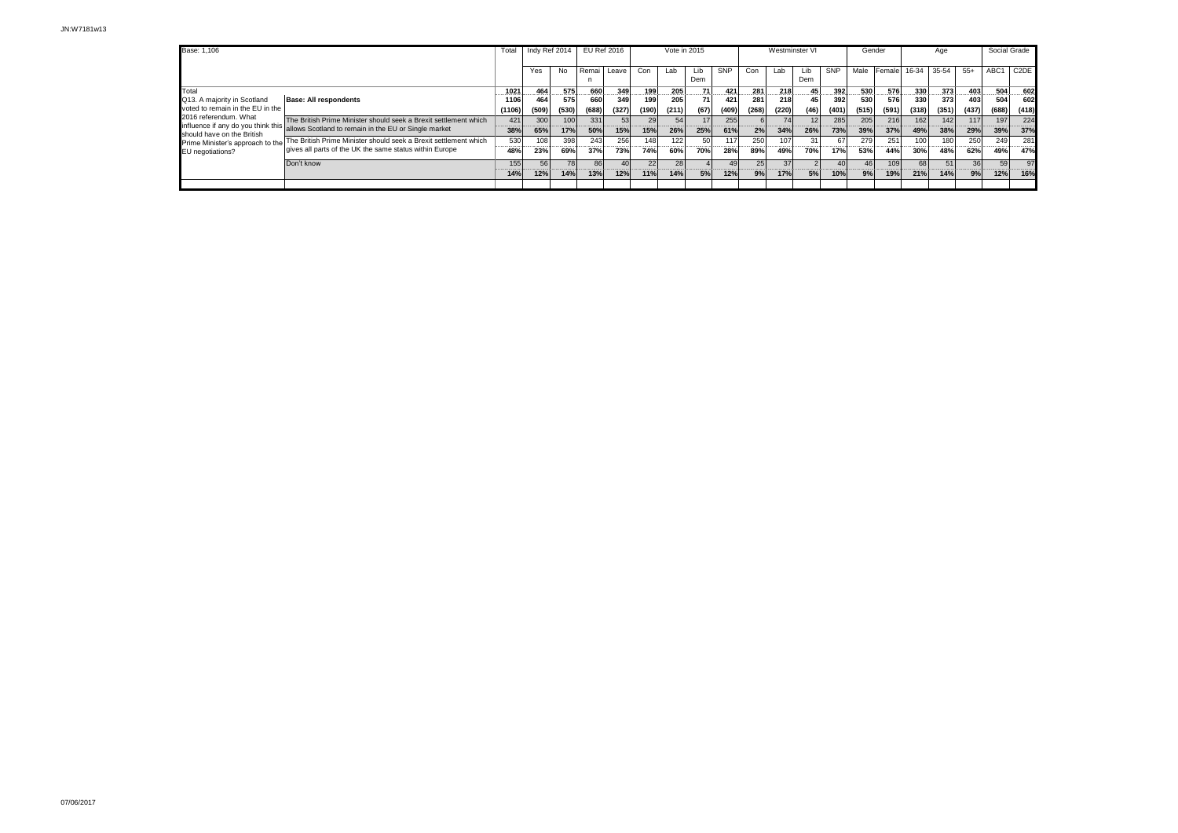JN:W7181w13

| Base: 1,106 | | Total | Indy Ref 2014 | | EU Ref 2016 | | Vote in 2015 | | | | Westminster VI | | | | Gender | | Age | | | Social Grade | |
|---|---|---|---|---|---|---|---|---|---|---|---|---|---|---|---|---|---|---|---|---|---|
| | | | Yes | No | Remain | Leave | Con | Lab | Lib Dem | SNP | Con | Lab | Lib Dem | SNP | Male | Female | 16-34 | 35-54 | 55+ | ABC1 | C2DE |
| Total | | 1021 | 464 | 575 | 660 | 349 | 199 | 205 | 71 | 421 | 281 | 218 | 45 | 392 | 530 | 576 | 330 | 373 | 403 | 504 | 602 |
| Q13. A majority in Scotland voted to remain in the EU in the 2016 referendum. What influence if any do you think this should have on the British Prime Minister's approach to the EU negotiations? | **Base: All respondents** | 1106 | 464 | 575 | 660 | 349 | 199 | 205 | 71 | 421 | 281 | 218 | 45 | 392 | 530 | 576 | 330 | 373 | 403 | 504 | 602 |
| | | (1106) | (509) | (530) | (688) | (327) | (190) | (211) | (67) | (409) | (268) | (220) | (46) | (401) | (515) | (591) | (318) | (351) | (437) | (688) | (418) |
| | The British Prime Minister should seek a Brexit settlement which allows Scotland to remain in the EU or Single market | 421 | 300 | 100 | 331 | 53 | 29 | 54 | 17 | 255 | 6 | 74 | 12 | 285 | 205 | 216 | 162 | 142 | 117 | 197 | 224 |
| | | 38% | 65% | 17% | 50% | 15% | 15% | 26% | 25% | 61% | 2% | 34% | 26% | 73% | 39% | 37% | 49% | 38% | 29% | 39% | 37% |
| | The British Prime Minister should seek a Brexit settlement which gives all parts of the UK the same status within Europe | 530 | 108 | 398 | 243 | 256 | 148 | 122 | 50 | 117 | 250 | 107 | 31 | 67 | 279 | 251 | 100 | 180 | 250 | 249 | 281 |
| | | 48% | 23% | 69% | 37% | 73% | 74% | 60% | 70% | 28% | 89% | 49% | 70% | 17% | 53% | 44% | 30% | 48% | 62% | 49% | 47% |
| | Don't know | 155 | 56 | 78 | 86 | 40 | 22 | 28 | 4 | 49 | 25 | 37 | 2 | 40 | 46 | 109 | 68 | 51 | 36 | 59 | 97 |
| | | 14% | 12% | 14% | 13% | 12% | 11% | 14% | 5% | 12% | 9% | 17% | 5% | 10% | 9% | 19% | 21% | 14% | 9% | 12% | 16% |

07/06/2017